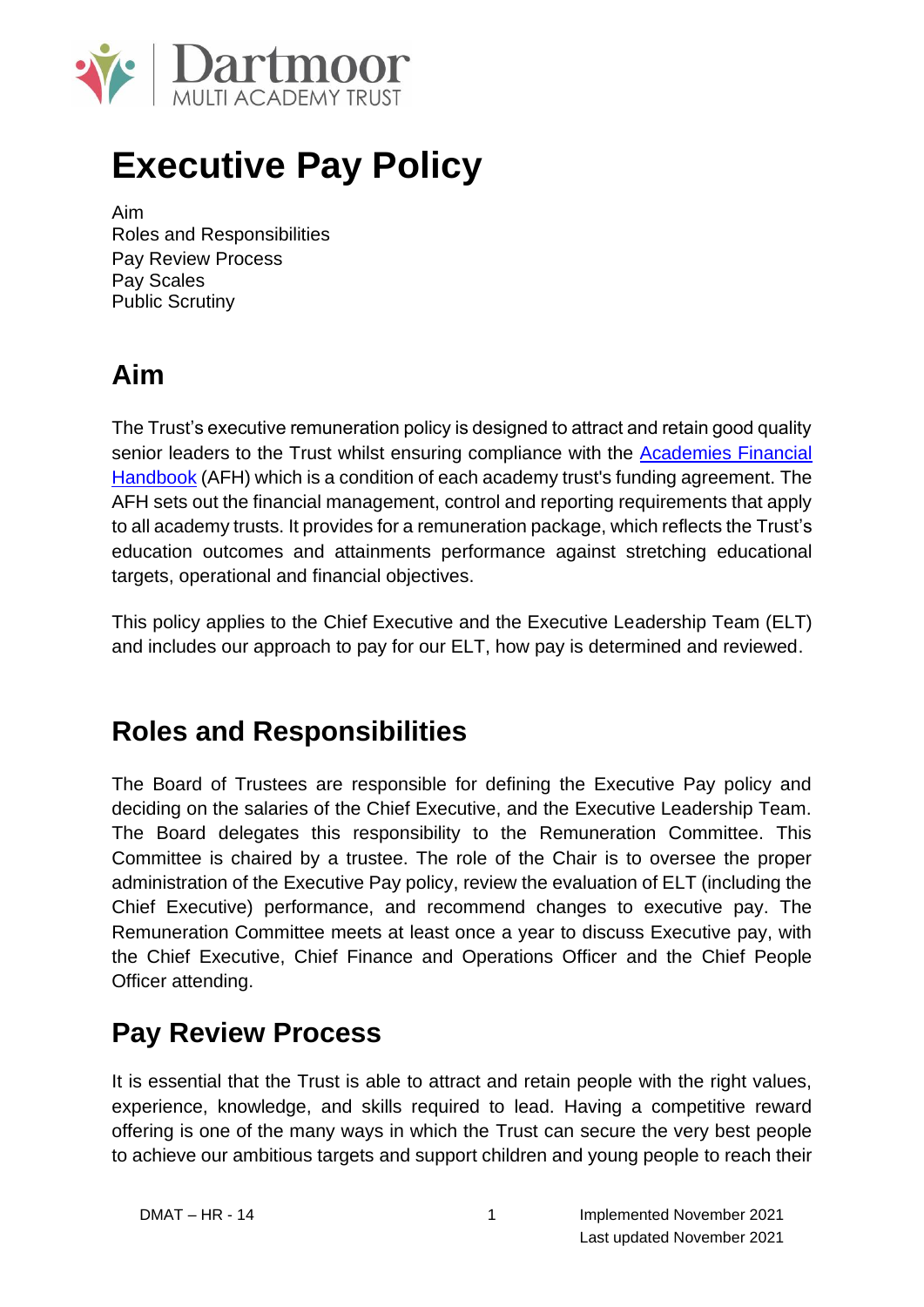# Executive Pay Policy

Aim
Roles and Responsibilities
Pay Review Process
Pay Scales
Public Scrutiny

## Aim

The Trust's executive remuneration policy is designed to attract and retain good quality senior leaders to the Trust whilst ensuring compliance with the [Academies Financial Handbook](#) (AFH) which is a condition of each academy trust's funding agreement. The AFH sets out the financial management, control and reporting requirements that apply to all academy trusts. It provides for a remuneration package, which reflects the Trust's education outcomes and attainments performance against stretching educational targets, operational and financial objectives.

This policy applies to the Chief Executive and the Executive Leadership Team (ELT) and includes our approach to pay for our ELT, how pay is determined and reviewed.

## Roles and Responsibilities

The Board of Trustees are responsible for defining the Executive Pay policy and deciding on the salaries of the Chief Executive, and the Executive Leadership Team. The Board delegates this responsibility to the Remuneration Committee. This Committee is chaired by a trustee. The role of the Chair is to oversee the proper administration of the Executive Pay policy, review the evaluation of ELT (including the Chief Executive) performance, and recommend changes to executive pay. The Remuneration Committee meets at least once a year to discuss Executive pay, with the Chief Executive, Chief Finance and Operations Officer and the Chief People Officer attending.

## Pay Review Process

It is essential that the Trust is able to attract and retain people with the right values, experience, knowledge, and skills required to lead. Having a competitive reward offering is one of the many ways in which the Trust can secure the very best people to achieve our ambitious targets and support children and young people to reach their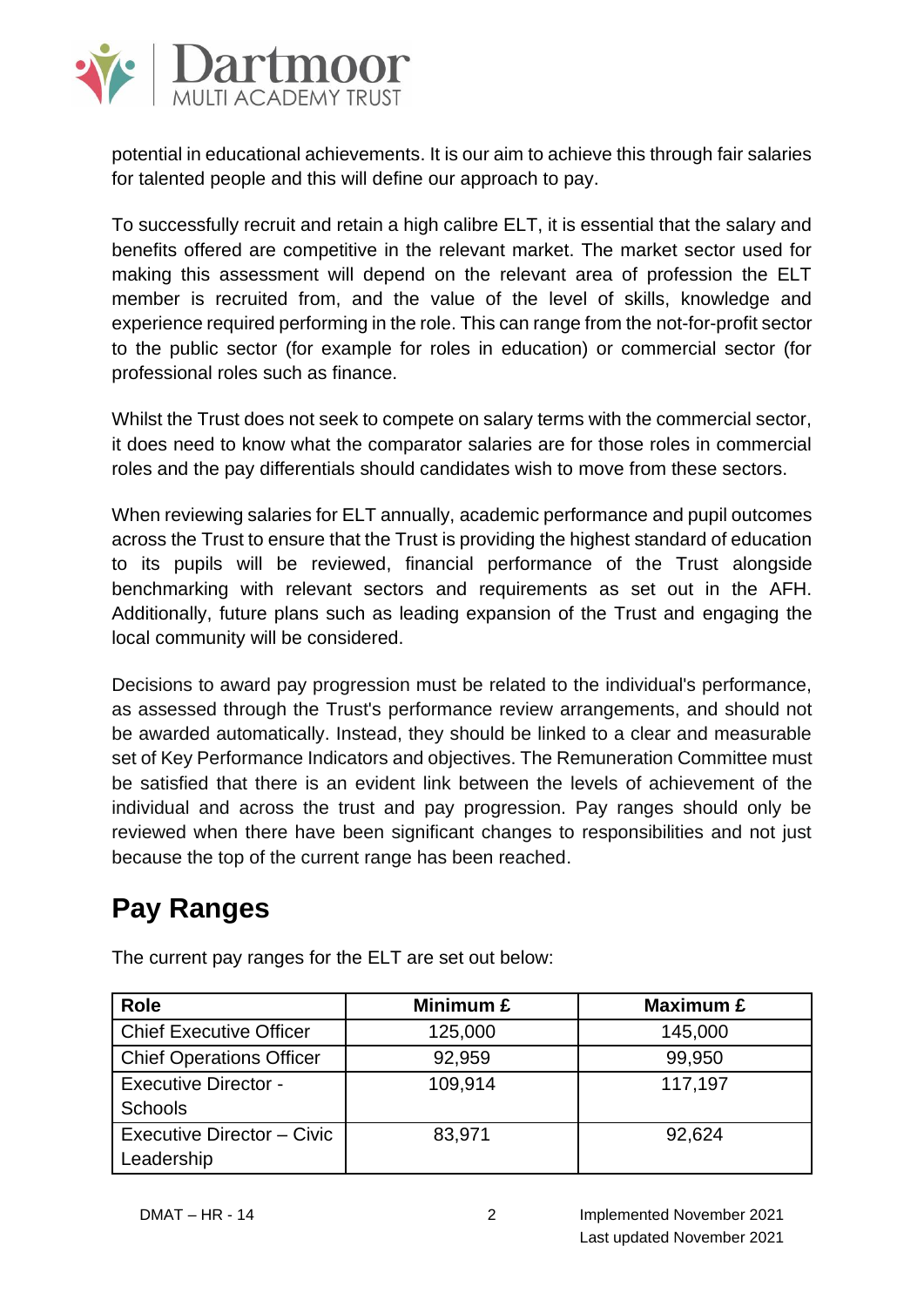potential in educational achievements. It is our aim to achieve this through fair salaries for talented people and this will define our approach to pay.

To successfully recruit and retain a high calibre ELT, it is essential that the salary and benefits offered are competitive in the relevant market. The market sector used for making this assessment will depend on the relevant area of profession the ELT member is recruited from, and the value of the level of skills, knowledge and experience required performing in the role. This can range from the not-for-profit sector to the public sector (for example for roles in education) or commercial sector (for professional roles such as finance.

Whilst the Trust does not seek to compete on salary terms with the commercial sector, it does need to know what the comparator salaries are for those roles in commercial roles and the pay differentials should candidates wish to move from these sectors.

When reviewing salaries for ELT annually, academic performance and pupil outcomes across the Trust to ensure that the Trust is providing the highest standard of education to its pupils will be reviewed, financial performance of the Trust alongside benchmarking with relevant sectors and requirements as set out in the AFH. Additionally, future plans such as leading expansion of the Trust and engaging the local community will be considered.

Decisions to award pay progression must be related to the individual's performance, as assessed through the Trust's performance review arrangements, and should not be awarded automatically. Instead, they should be linked to a clear and measurable set of Key Performance Indicators and objectives. The Remuneration Committee must be satisfied that there is an evident link between the levels of achievement of the individual and across the trust and pay progression. Pay ranges should only be reviewed when there have been significant changes to responsibilities and not just because the top of the current range has been reached.

## Pay Ranges

The current pay ranges for the ELT are set out below:

| Role | Minimum £ | Maximum £ |
|---|---|---|
| Chief Executive Officer | 125,000 | 145,000 |
| Chief Operations Officer | 92,959 | 99,950 |
| Executive Director - Schools | 109,914 | 117,197 |
| Executive Director – Civic Leadership | 83,971 | 92,624 |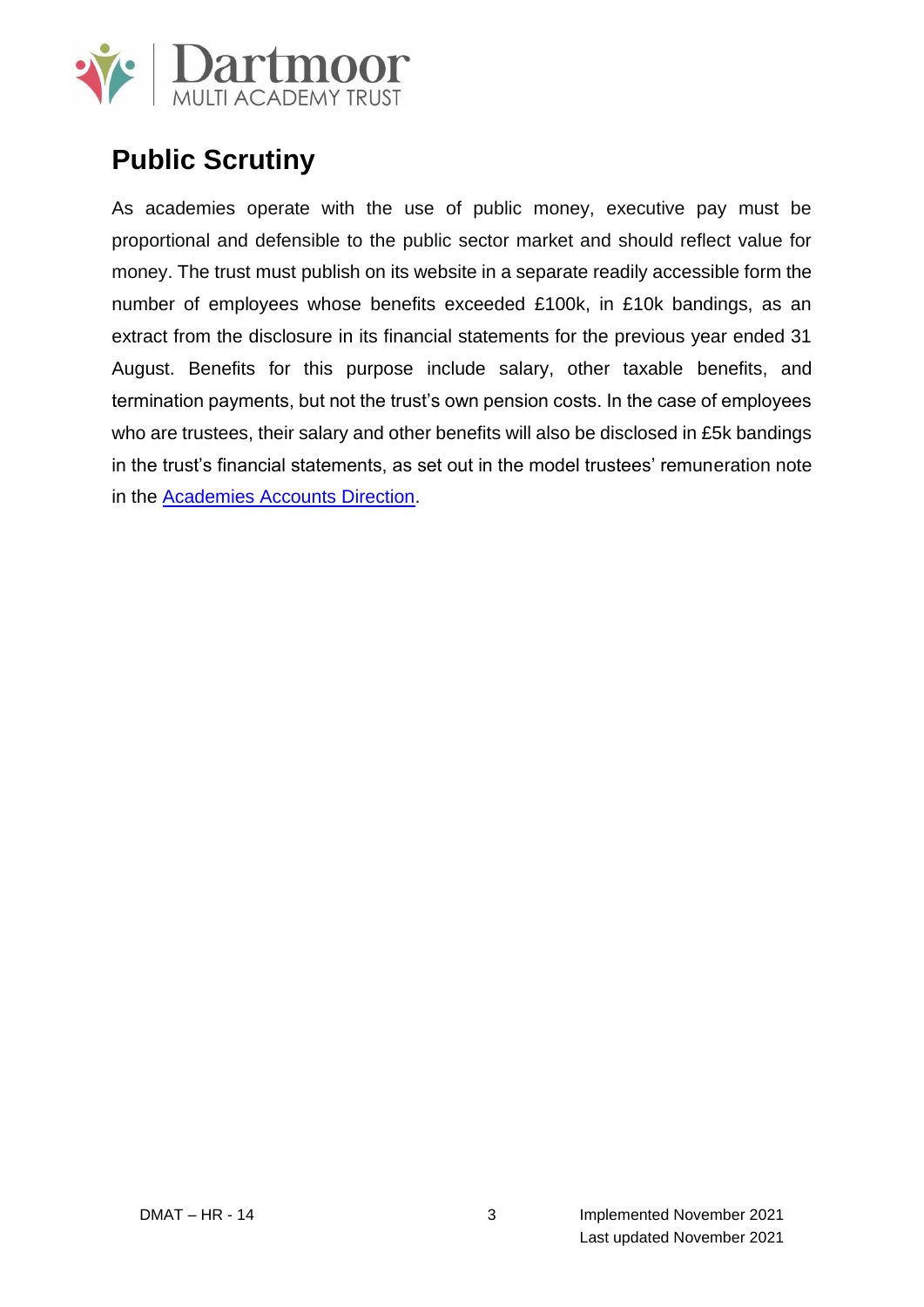## Public Scrutiny

As academies operate with the use of public money, executive pay must be proportional and defensible to the public sector market and should reflect value for money. The trust must publish on its website in a separate readily accessible form the number of employees whose benefits exceeded £100k, in £10k bandings, as an extract from the disclosure in its financial statements for the previous year ended 31 August. Benefits for this purpose include salary, other taxable benefits, and termination payments, but not the trust's own pension costs. In the case of employees who are trustees, their salary and other benefits will also be disclosed in £5k bandings in the trust's financial statements, as set out in the model trustees' remuneration note in the Academies Accounts Direction.